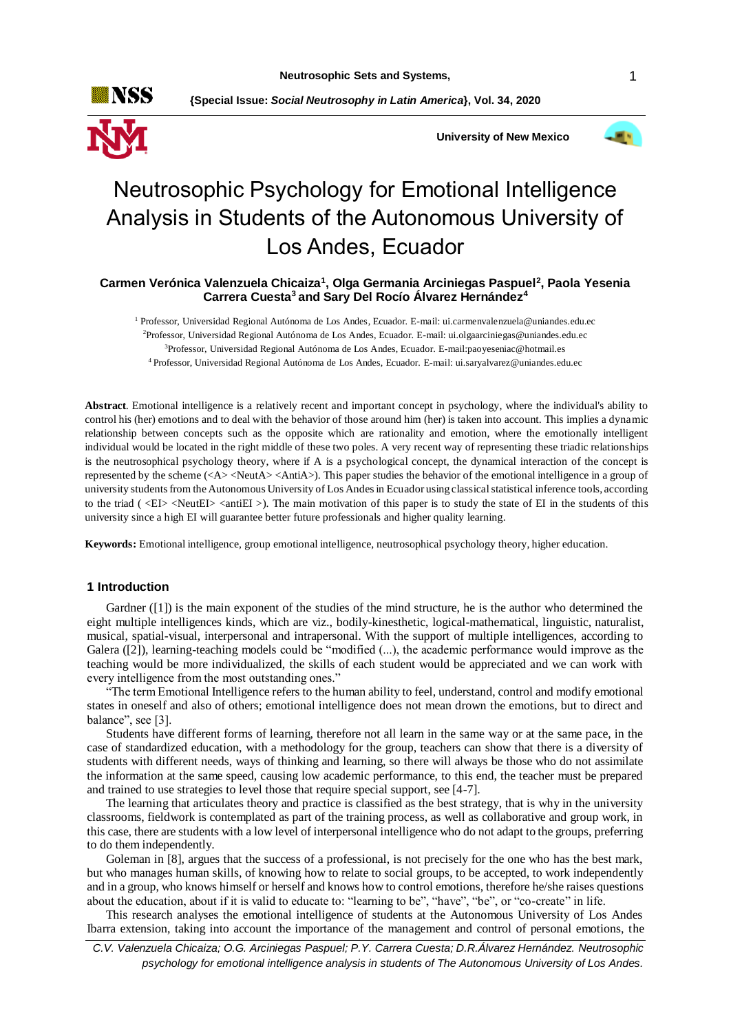# Neutrosophic Psychology for Emotional Intelligence Analysis in Students of the Autonomous University of Los Andes, Ecuador

**Carmen Verónica Valenzuela Chicaiza[1], Olga Germania Arciniegas Paspuel[2], Paola Yesenia Carrera Cuesta[3] and Sary Del Rocío Álvarez Hernández[4]**

[1] Professor, Universidad Regional Autónoma de Los Andes, Ecuador. E-mail: ui.carmenvalenzuela@uniandes.edu.ec

[2]Professor, Universidad Regional Autónoma de Los Andes, Ecuador. E-mail: ui.olgaarciniegas@uniandes.edu.ec

[3]Professor, Universidad Regional Autónoma de Los Andes, Ecuador. E-mail:paoyeseniac@hotmail.es

[4] Professor, Universidad Regional Autónoma de Los Andes, Ecuador. E-mail: ui.saryalvarez@uniandes.edu.ec

**Abstract**. Emotional intelligence is a relatively recent and important concept in psychology, where the individual's ability to control his (her) emotions and to deal with the behavior of those around him (her) is taken into account. This implies a dynamic relationship between concepts such as the opposite which are rationality and emotion, where the emotionally intelligent individual would be located in the right middle of these two poles. A very recent way of representing these triadic relationships is the neutrosophical psychology theory, where if A is a psychological concept, the dynamical interaction of the concept is represented by the scheme (<A> <NeutA> <AntiA>). This paper studies the behavior of the emotional intelligence in a group of university students from the Autonomous University of Los Andes in Ecuador using classical statistical inference tools, according to the triad ( <EI> <NeutEI> <antiEI >). The main motivation of this paper is to study the state of EI in the students of this university since a high EI will guarantee better future professionals and higher quality learning.

**Keywords:** Emotional intelligence, group emotional intelligence, neutrosophical psychology theory, higher education.

## 1 Introduction

Gardner ([1]) is the main exponent of the studies of the mind structure, he is the author who determined the eight multiple intelligences kinds, which are viz., bodily-kinesthetic, logical-mathematical, linguistic, naturalist, musical, spatial-visual, interpersonal and intrapersonal. With the support of multiple intelligences, according to Galera ([2]), learning-teaching models could be "modified (...), the academic performance would improve as the teaching would be more individualized, the skills of each student would be appreciated and we can work with every intelligence from the most outstanding ones."

"The term Emotional Intelligence refers to the human ability to feel, understand, control and modify emotional states in oneself and also of others; emotional intelligence does not mean drown the emotions, but to direct and balance", see [3].

Students have different forms of learning, therefore not all learn in the same way or at the same pace, in the case of standardized education, with a methodology for the group, teachers can show that there is a diversity of students with different needs, ways of thinking and learning, so there will always be those who do not assimilate the information at the same speed, causing low academic performance, to this end, the teacher must be prepared and trained to use strategies to level those that require special support, see [4-7].

The learning that articulates theory and practice is classified as the best strategy, that is why in the university classrooms, fieldwork is contemplated as part of the training process, as well as collaborative and group work, in this case, there are students with a low level of interpersonal intelligence who do not adapt to the groups, preferring to do them independently.

Goleman in [8], argues that the success of a professional, is not precisely for the one who has the best mark, but who manages human skills, of knowing how to relate to social groups, to be accepted, to work independently and in a group, who knows himself or herself and knows how to control emotions, therefore he/she raises questions about the education, about if it is valid to educate to: "learning to be", "have", "be", or "co-create" in life.

This research analyses the emotional intelligence of students at the Autonomous University of Los Andes Ibarra extension, taking into account the importance of the management and control of personal emotions, the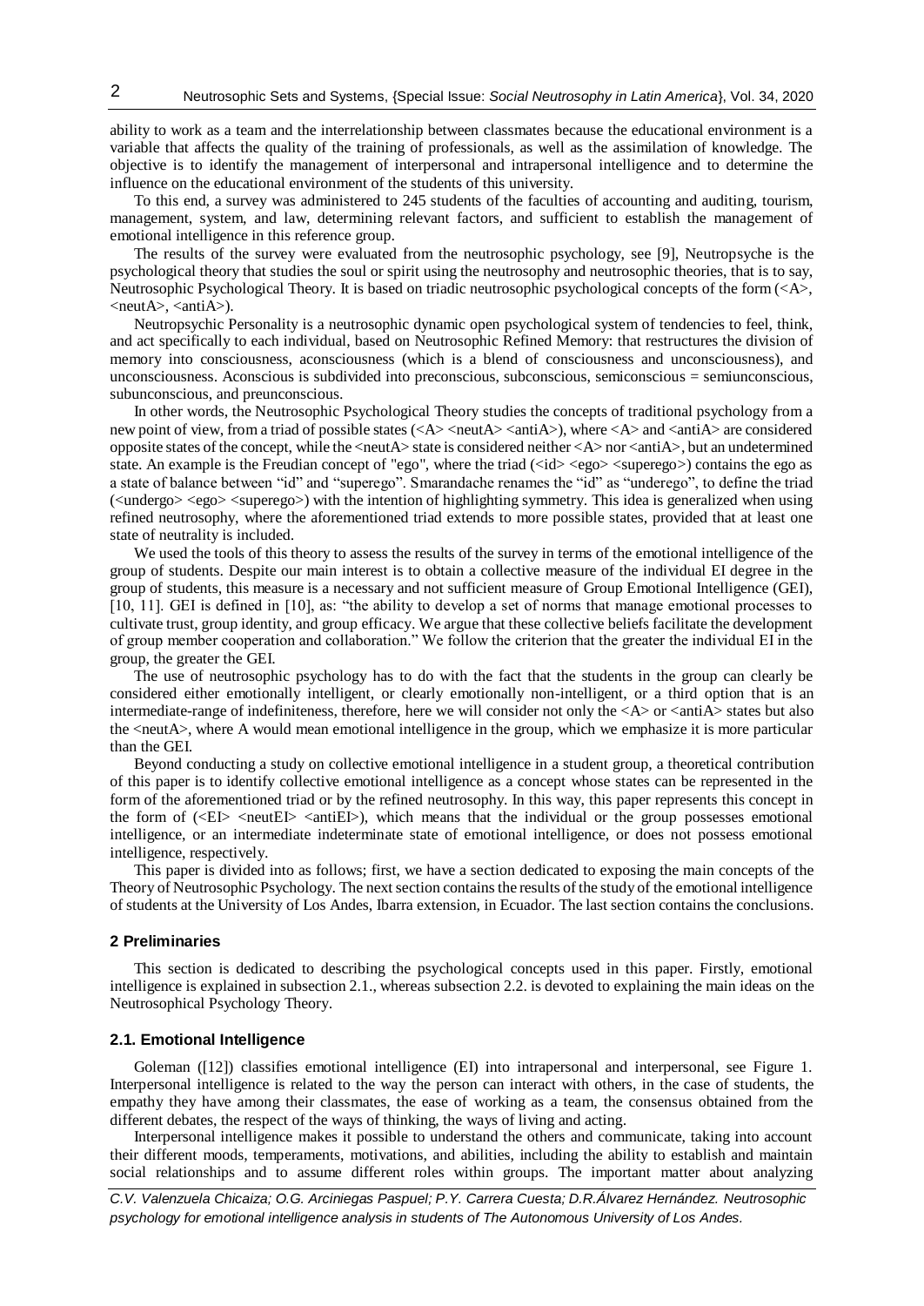ability to work as a team and the interrelationship between classmates because the educational environment is a variable that affects the quality of the training of professionals, as well as the assimilation of knowledge. The objective is to identify the management of interpersonal and intrapersonal intelligence and to determine the influence on the educational environment of the students of this university.

To this end, a survey was administered to 245 students of the faculties of accounting and auditing, tourism, management, system, and law, determining relevant factors, and sufficient to establish the management of emotional intelligence in this reference group.

The results of the survey were evaluated from the neutrosophic psychology, see [9], Neutropsyche is the psychological theory that studies the soul or spirit using the neutrosophy and neutrosophic theories, that is to say, Neutrosophic Psychological Theory. It is based on triadic neutrosophic psychological concepts of the form (<A>, <neutA>, <antiA>).

Neutropsychic Personality is a neutrosophic dynamic open psychological system of tendencies to feel, think, and act specifically to each individual, based on Neutrosophic Refined Memory: that restructures the division of memory into consciousness, aconsciousness (which is a blend of consciousness and unconsciousness), and unconsciousness. Aconscious is subdivided into preconscious, subconscious, semiconscious = semiunconscious, subunconscious, and preunconscious.

In other words, the Neutrosophic Psychological Theory studies the concepts of traditional psychology from a new point of view, from a triad of possible states (<A> <neutA> <antiA>), where <A> and <antiA> are considered opposite states of the concept, while the <neutA> state is considered neither <A> nor <antiA>, but an undetermined state. An example is the Freudian concept of "ego", where the triad (<id> <ego> <superego>) contains the ego as a state of balance between "id" and "superego". Smarandache renames the "id" as "underego", to define the triad (<undergo> <ego> <superego>) with the intention of highlighting symmetry. This idea is generalized when using refined neutrosophy, where the aforementioned triad extends to more possible states, provided that at least one state of neutrality is included.

We used the tools of this theory to assess the results of the survey in terms of the emotional intelligence of the group of students. Despite our main interest is to obtain a collective measure of the individual EI degree in the group of students, this measure is a necessary and not sufficient measure of Group Emotional Intelligence (GEI), [10, 11]. GEI is defined in [10], as: "the ability to develop a set of norms that manage emotional processes to cultivate trust, group identity, and group efficacy. We argue that these collective beliefs facilitate the development of group member cooperation and collaboration." We follow the criterion that the greater the individual EI in the group, the greater the GEI.

The use of neutrosophic psychology has to do with the fact that the students in the group can clearly be considered either emotionally intelligent, or clearly emotionally non-intelligent, or a third option that is an intermediate-range of indefiniteness, therefore, here we will consider not only the <A> or <antiA> states but also the <neutA>, where A would mean emotional intelligence in the group, which we emphasize it is more particular than the GEI.

Beyond conducting a study on collective emotional intelligence in a student group, a theoretical contribution of this paper is to identify collective emotional intelligence as a concept whose states can be represented in the form of the aforementioned triad or by the refined neutrosophy. In this way, this paper represents this concept in the form of (<EI> <neutEI> <antiEI>), which means that the individual or the group possesses emotional intelligence, or an intermediate indeterminate state of emotional intelligence, or does not possess emotional intelligence, respectively.

This paper is divided into as follows; first, we have a section dedicated to exposing the main concepts of the Theory of Neutrosophic Psychology. The next section contains the results of the study of the emotional intelligence of students at the University of Los Andes, Ibarra extension, in Ecuador. The last section contains the conclusions.

## 2 Preliminaries

This section is dedicated to describing the psychological concepts used in this paper. Firstly, emotional intelligence is explained in subsection 2.1., whereas subsection 2.2. is devoted to explaining the main ideas on the Neutrosophical Psychology Theory.

### 2.1. Emotional Intelligence

Goleman ([12]) classifies emotional intelligence (EI) into intrapersonal and interpersonal, see Figure 1. Interpersonal intelligence is related to the way the person can interact with others, in the case of students, the empathy they have among their classmates, the ease of working as a team, the consensus obtained from the different debates, the respect of the ways of thinking, the ways of living and acting.

Interpersonal intelligence makes it possible to understand the others and communicate, taking into account their different moods, temperaments, motivations, and abilities, including the ability to establish and maintain social relationships and to assume different roles within groups. The important matter about analyzing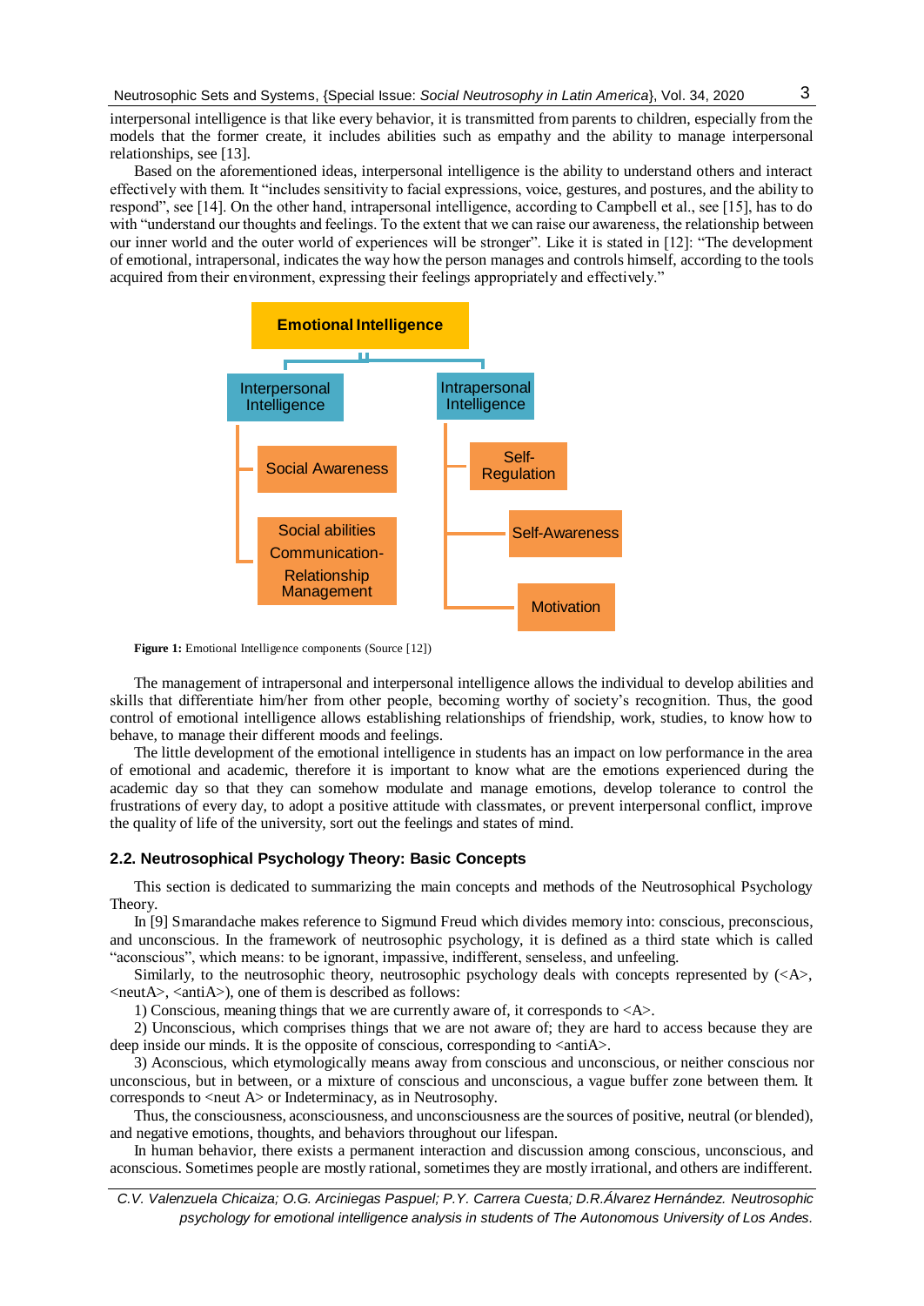interpersonal intelligence is that like every behavior, it is transmitted from parents to children, especially from the models that the former create, it includes abilities such as empathy and the ability to manage interpersonal relationships, see [13].

Based on the aforementioned ideas, interpersonal intelligence is the ability to understand others and interact effectively with them. It "includes sensitivity to facial expressions, voice, gestures, and postures, and the ability to respond", see [14]. On the other hand, intrapersonal intelligence, according to Campbell et al., see [15], has to do with "understand our thoughts and feelings. To the extent that we can raise our awareness, the relationship between our inner world and the outer world of experiences will be stronger". Like it is stated in [12]: "The development of emotional, intrapersonal, indicates the way how the person manages and controls himself, according to the tools acquired from their environment, expressing their feelings appropriately and effectively."

**Emotional Intelligence**

- Interpersonal Intelligence
  - Social Awareness
  - Social abilities Communication-Relationship Management
- Intrapersonal Intelligence
  - Self-Regulation
  - Self-Awareness
  - Motivation

**Figure 1:** Emotional Intelligence components (Source [12])

The management of intrapersonal and interpersonal intelligence allows the individual to develop abilities and skills that differentiate him/her from other people, becoming worthy of society's recognition. Thus, the good control of emotional intelligence allows establishing relationships of friendship, work, studies, to know how to behave, to manage their different moods and feelings.

The little development of the emotional intelligence in students has an impact on low performance in the area of emotional and academic, therefore it is important to know what are the emotions experienced during the academic day so that they can somehow modulate and manage emotions, develop tolerance to control the frustrations of every day, to adopt a positive attitude with classmates, or prevent interpersonal conflict, improve the quality of life of the university, sort out the feelings and states of mind.

### 2.2. Neutrosophical Psychology Theory: Basic Concepts

This section is dedicated to summarizing the main concepts and methods of the Neutrosophical Psychology Theory.

In [9] Smarandache makes reference to Sigmund Freud which divides memory into: conscious, preconscious, and unconscious. In the framework of neutrosophic psychology, it is defined as a third state which is called "aconscious", which means: to be ignorant, impassive, indifferent, senseless, and unfeeling.

Similarly, to the neutrosophic theory, neutrosophic psychology deals with concepts represented by (<A>, <neutA>, <antiA>), one of them is described as follows:

1) Conscious, meaning things that we are currently aware of, it corresponds to <A>.

2) Unconscious, which comprises things that we are not aware of; they are hard to access because they are deep inside our minds. It is the opposite of conscious, corresponding to <antiA>.

3) Aconscious, which etymologically means away from conscious and unconscious, or neither conscious nor unconscious, but in between, or a mixture of conscious and unconscious, a vague buffer zone between them. It corresponds to <neut A> or Indeterminacy, as in Neutrosophy.

Thus, the consciousness, aconsciousness, and unconsciousness are the sources of positive, neutral (or blended), and negative emotions, thoughts, and behaviors throughout our lifespan.

In human behavior, there exists a permanent interaction and discussion among conscious, unconscious, and aconscious. Sometimes people are mostly rational, sometimes they are mostly irrational, and others are indifferent.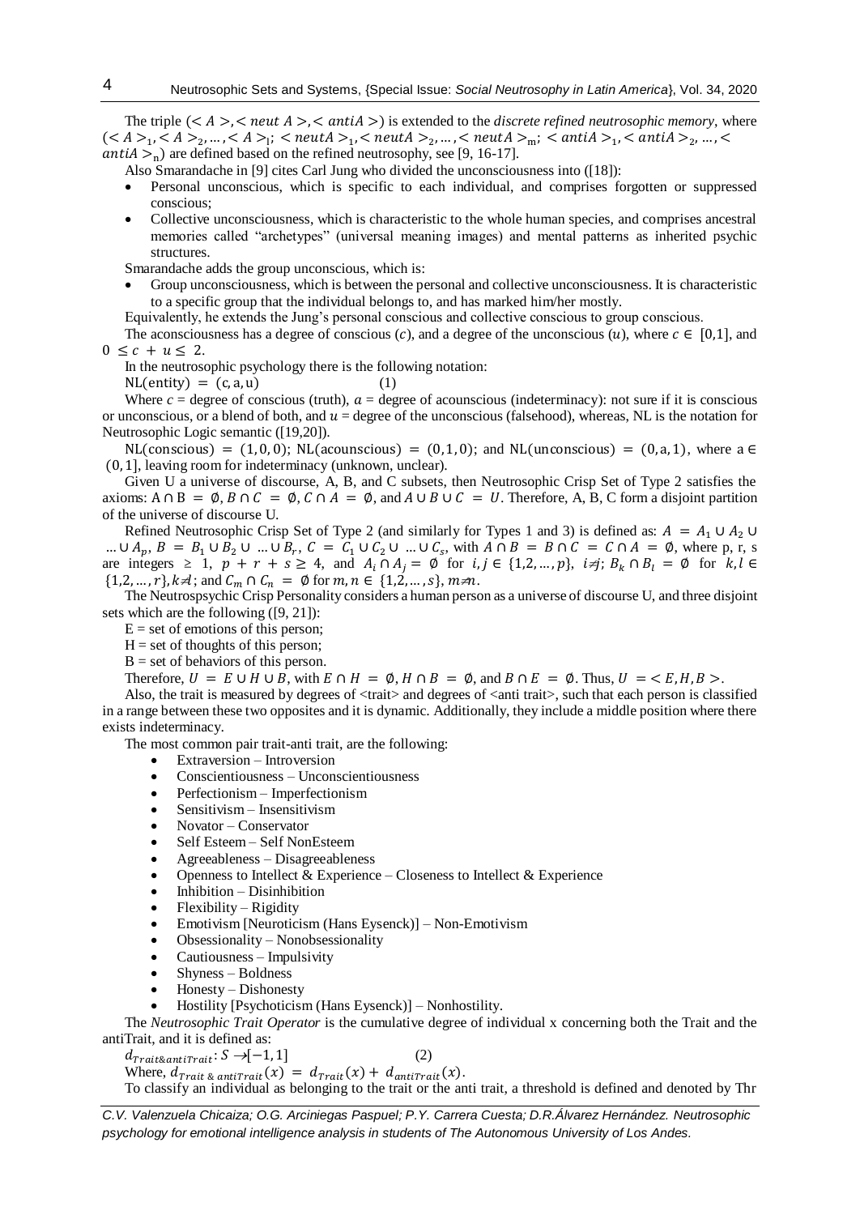The triple $(<A>, <neut\ A>, <antiA>)$ is extended to the *discrete refined neutrosophic memory*, where $(<A>_1, <A>_2, \ldots, <A>_l;\ <neutA>_1, <neutA>_2, \ldots, <neutA>_m;\ <antiA>_1, <antiA>_2, \ldots, <antiA>_n)$ are defined based on the refined neutrosophy, see [9, 16-17].

Also Smarandache in [9] cites Carl Jung who divided the unconsciousness into ([18]):

- Personal unconscious, which is specific to each individual, and comprises forgotten or suppressed conscious;
- Collective unconsciousness, which is characteristic to the whole human species, and comprises ancestral memories called "archetypes" (universal meaning images) and mental patterns as inherited psychic structures.

Smarandache adds the group unconscious, which is:

- Group unconsciousness, which is between the personal and collective unconsciousness. It is characteristic to a specific group that the individual belongs to, and has marked him/her mostly.

Equivalently, he extends the Jung's personal conscious and collective conscious to group conscious.

The aconsciousness has a degree of conscious ($c$), and a degree of the unconscious ($u$), where $c \in [0,1]$, and $0 \leq c + u \leq 2$.

In the neutrosophic psychology there is the following notation:

$$\mathrm{NL(entity)} = (\mathrm{c, a, u}) \tag{1}$$

Where $c$ = degree of conscious (truth), $a$ = degree of acounscious (indeterminacy): not sure if it is conscious or unconscious, or a blend of both, and $u$ = degree of the unconscious (falsehood), whereas, NL is the notation for Neutrosophic Logic semantic ([19,20]).

$\mathrm{NL(conscious)} = (1, 0, 0)$; $\mathrm{NL(acounscious)} = (0, 1, 0)$; and $\mathrm{NL(unconscious)} = (0, \mathrm{a}, 1)$, where $\mathrm{a} \in (0, 1]$, leaving room for indeterminacy (unknown, unclear).

Given U a universe of discourse, A, B, and C subsets, then Neutrosophic Crisp Set of Type 2 satisfies the axioms: $A \cap B = \emptyset$, $B \cap C = \emptyset$, $C \cap A = \emptyset$, and $A \cup B \cup C = U$. Therefore, A, B, C form a disjoint partition of the universe of discourse U.

Refined Neutrosophic Crisp Set of Type 2 (and similarly for Types 1 and 3) is defined as: $A = A_1 \cup A_2 \cup \ldots \cup A_p$, $B = B_1 \cup B_2 \cup \ldots \cup B_r$, $C = C_1 \cup C_2 \cup \ldots \cup C_s$, with $A \cap B = B \cap C = C \cap A = \emptyset$, where p, r, s are integers $\geq 1$, $p + r + s \geq 4$, and $A_i \cap A_j = \emptyset$ for $i, j \in \{1,2,\ldots,p\}$, $i \neq j$; $B_k \cap B_l = \emptyset$ for $k, l \in \{1,2,\ldots,r\}, k \neq l$; and $C_m \cap C_n = \emptyset$ for $m, n \in \{1,2,\ldots,s\}$, $m \neq n$.

The Neutrospsychic Crisp Personality considers a human person as a universe of discourse U, and three disjoint sets which are the following ([9, 21]):

E = set of emotions of this person;

H = set of thoughts of this person;

B = set of behaviors of this person.

Therefore, $U = E \cup H \cup B$, with $E \cap H = \emptyset$, $H \cap B = \emptyset$, and $B \cap E = \emptyset$. Thus, $U = <E, H, B>$.

Also, the trait is measured by degrees of <trait> and degrees of <anti trait>, such that each person is classified in a range between these two opposites and it is dynamic. Additionally, they include a middle position where there exists indeterminacy.

The most common pair trait-anti trait, are the following:

- Extraversion – Introversion
- Conscientiousness – Unconscientiousness
- Perfectionism – Imperfectionism
- Sensitivism – Insensitivism
- Novator – Conservator
- Self Esteem – Self NonEsteem
- Agreeableness – Disagreeableness
- Openness to Intellect & Experience – Closeness to Intellect & Experience
- Inhibition – Disinhibition
- Flexibility – Rigidity
- Emotivism [Neuroticism (Hans Eysenck)] – Non-Emotivism
- Obsessionality – Nonobsessionality
- Cautiousness – Impulsivity
- Shyness – Boldness
- Honesty – Dishonesty
- Hostility [Psychoticism (Hans Eysenck)] – Nonhostility.

The *Neutrosophic Trait Operator* is the cumulative degree of individual x concerning both the Trait and the antiTrait, and it is defined as:

$$d_{Trait\&antiTrait}: S \to [-1, 1] \tag{2}$$

Where, $d_{Trait\ \&\ antiTrait}(x) = d_{Trait}(x) + d_{antiTrait}(x)$.

To classify an individual as belonging to the trait or the anti trait, a threshold is defined and denoted by Thr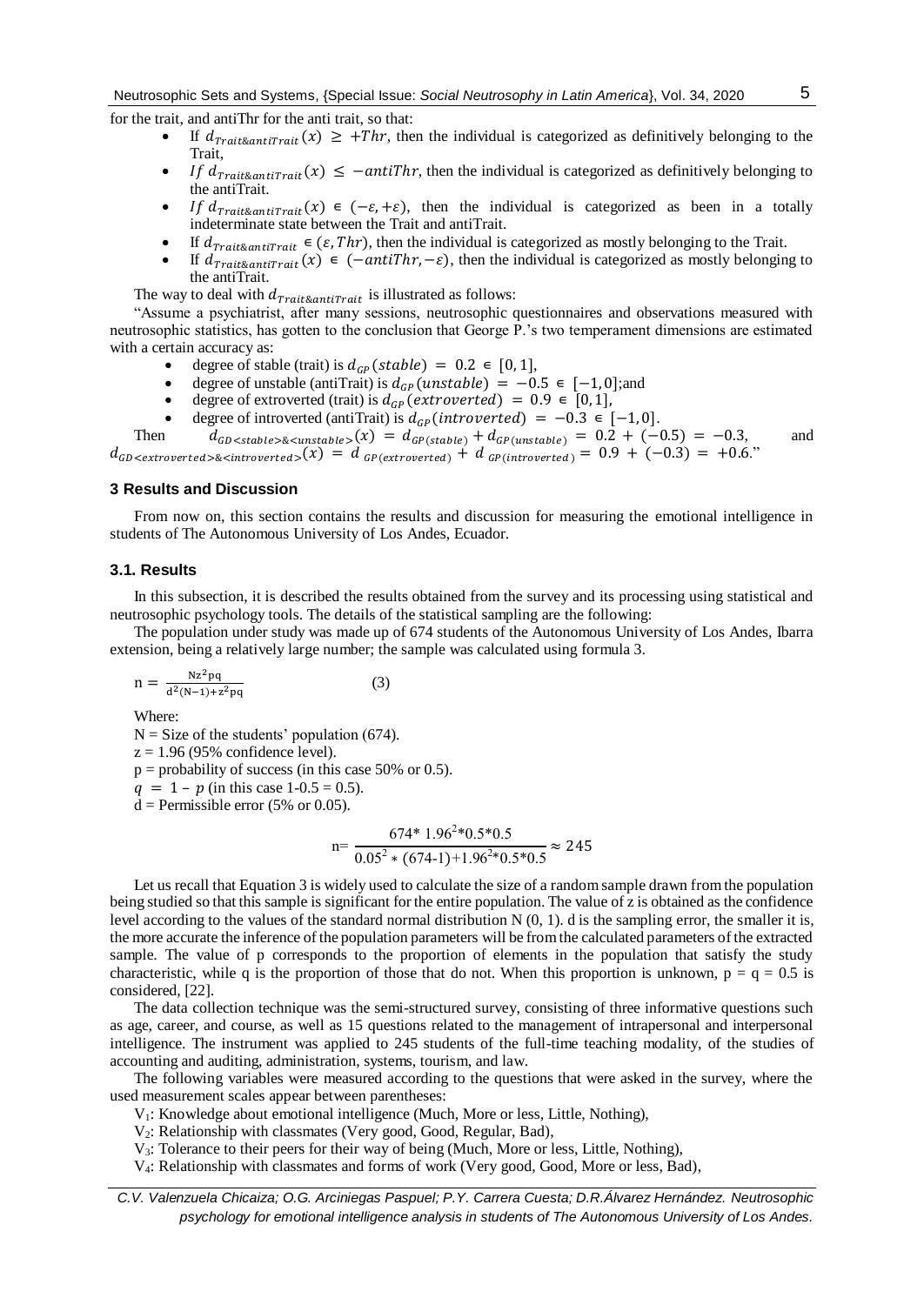for the trait, and antiThr for the anti trait, so that:

- If $d_{Trait\&antiTrait}(x) \geq +Thr$, then the individual is categorized as definitively belonging to the Trait,
- *If* $d_{Trait\&antiTrait}(x) \leq -antiThr$, then the individual is categorized as definitively belonging to the antiTrait.
- *If* $d_{Trait\&antiTrait}(x) \in (-\varepsilon, +\varepsilon)$, then the individual is categorized as been in a totally indeterminate state between the Trait and antiTrait.
- If $d_{Trait\&antiTrait} \in (\varepsilon, Thr)$, then the individual is categorized as mostly belonging to the Trait.
- If $d_{Trait\&antiTrait}(x) \in (-antiThr, -\varepsilon)$, then the individual is categorized as mostly belonging to the antiTrait.

The way to deal with $d_{Trait\&antiTrait}$ is illustrated as follows:

"Assume a psychiatrist, after many sessions, neutrosophic questionnaires and observations measured with neutrosophic statistics, has gotten to the conclusion that George P.'s two temperament dimensions are estimated with a certain accuracy as:

- degree of stable (trait) is $d_{GP}(stable) = 0.2 \in [0,1]$,
- degree of unstable (antiTrait) is $d_{GP}(unstable) = -0.5 \in [-1,0]$;and
- degree of extroverted (trait) is $d_{GP}(extroverted) = 0.9 \in [0,1]$,
- degree of introverted (antiTrait) is $d_{GP}(introverted) = -0.3 \in [-1,0]$.

Then $d_{GD<stable>\&<unstable>}(x) = d_{GP(stable)} + d_{GP(unstable)} = 0.2 + (-0.5) = -0.3$, and $d_{GD<extroverted>\&<introverted>}(x) = d_{GP(extroverted)} + d_{GP(introverted)} = 0.9 + (-0.3) = +0.6$."

## 3 Results and Discussion

From now on, this section contains the results and discussion for measuring the emotional intelligence in students of The Autonomous University of Los Andes, Ecuador.

### 3.1. Results

In this subsection, it is described the results obtained from the survey and its processing using statistical and neutrosophic psychology tools. The details of the statistical sampling are the following:

The population under study was made up of 674 students of the Autonomous University of Los Andes, Ibarra extension, being a relatively large number; the sample was calculated using formula 3.

$$n = \frac{Nz^2pq}{d^2(N-1)+z^2pq} \qquad (3)$$

Where:

N = Size of the students' population (674).
z = 1.96 (95% confidence level).
p = probability of success (in this case 50% or 0.5).
$q = 1 - p$ (in this case 1-0.5 = 0.5).
d = Permissible error (5% or 0.05).

$$n = \frac{674 * 1.96^2 * 0.5 * 0.5}{0.05^2 * (674-1) + 1.96^2 * 0.5 * 0.5} \approx 245$$

Let us recall that Equation 3 is widely used to calculate the size of a random sample drawn from the population being studied so that this sample is significant for the entire population. The value of z is obtained as the confidence level according to the values of the standard normal distribution N (0, 1). d is the sampling error, the smaller it is, the more accurate the inference of the population parameters will be from the calculated parameters of the extracted sample. The value of p corresponds to the proportion of elements in the population that satisfy the study characteristic, while q is the proportion of those that do not. When this proportion is unknown, p = q = 0.5 is considered, [22].

The data collection technique was the semi-structured survey, consisting of three informative questions such as age, career, and course, as well as 15 questions related to the management of intrapersonal and interpersonal intelligence. The instrument was applied to 245 students of the full-time teaching modality, of the studies of accounting and auditing, administration, systems, tourism, and law.

The following variables were measured according to the questions that were asked in the survey, where the used measurement scales appear between parentheses:

$V_1$: Knowledge about emotional intelligence (Much, More or less, Little, Nothing),
$V_2$: Relationship with classmates (Very good, Good, Regular, Bad),
$V_3$: Tolerance to their peers for their way of being (Much, More or less, Little, Nothing),
$V_4$: Relationship with classmates and forms of work (Very good, Good, More or less, Bad),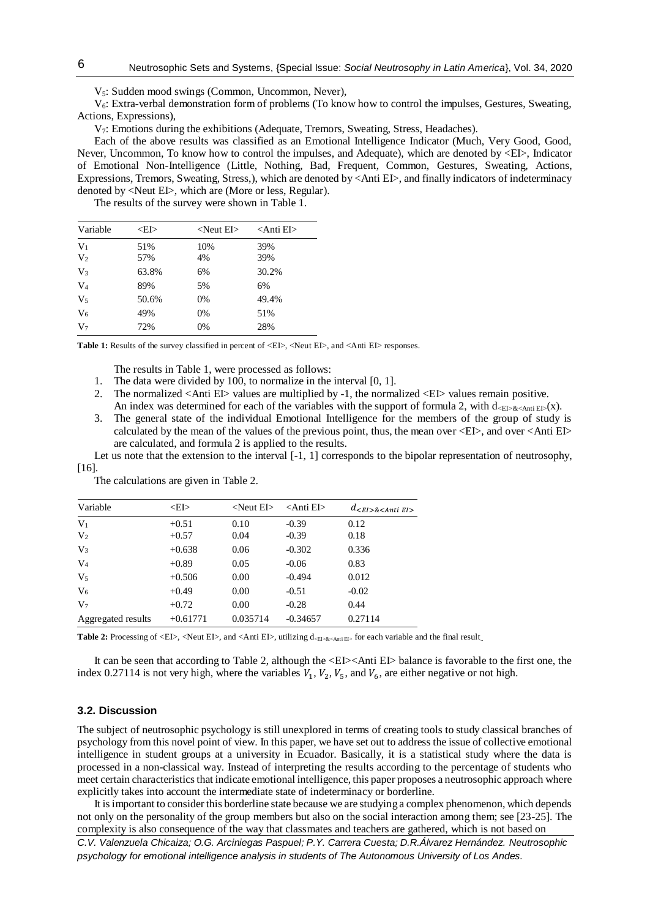$V_5$: Sudden mood swings (Common, Uncommon, Never),

$V_6$: Extra-verbal demonstration form of problems (To know how to control the impulses, Gestures, Sweating, Actions, Expressions),

$V_7$: Emotions during the exhibitions (Adequate, Tremors, Sweating, Stress, Headaches).

Each of the above results was classified as an Emotional Intelligence Indicator (Much, Very Good, Good, Never, Uncommon, To know how to control the impulses, and Adequate), which are denoted by <EI>, Indicator of Emotional Non-Intelligence (Little, Nothing, Bad, Frequent, Common, Gestures, Sweating, Actions, Expressions, Tremors, Sweating, Stress,), which are denoted by <Anti EI>, and finally indicators of indeterminacy denoted by <Neut EI>, which are (More or less, Regular).

The results of the survey were shown in Table 1.

| Variable | <EI> | <Neut EI> | <Anti EI> |
|---|---|---|---|
| $V_1$ | 51% | 10% | 39% |
| $V_2$ | 57% | 4% | 39% |
| $V_3$ | 63.8% | 6% | 30.2% |
| $V_4$ | 89% | 5% | 6% |
| $V_5$ | 50.6% | 0% | 49.4% |
| $V_6$ | 49% | 0% | 51% |
| $V_7$ | 72% | 0% | 28% |

**Table 1:** Results of the survey classified in percent of <EI>, <Neut EI>, and <Anti EI> responses.

The results in Table 1, were processed as follows:

1. The data were divided by 100, to normalize in the interval [0, 1].
2. The normalized <Anti EI> values are multiplied by -1, the normalized <EI> values remain positive. An index was determined for each of the variables with the support of formula 2, with $d_{<EI>\&<Anti\ EI>}(x)$.
3. The general state of the individual Emotional Intelligence for the members of the group of study is calculated by the mean of the values of the previous point, thus, the mean over <EI>, and over <Anti EI> are calculated, and formula 2 is applied to the results.

Let us note that the extension to the interval [-1, 1] corresponds to the bipolar representation of neutrosophy, [16].

The calculations are given in Table 2.

| Variable | <EI> | <Neut EI> | <Anti EI> | $d_{<EI>\&<Anti\ EI>}$ |
|---|---|---|---|---|
| $V_1$ | +0.51 | 0.10 | -0.39 | 0.12 |
| $V_2$ | +0.57 | 0.04 | -0.39 | 0.18 |
| $V_3$ | +0.638 | 0.06 | -0.302 | 0.336 |
| $V_4$ | +0.89 | 0.05 | -0.06 | 0.83 |
| $V_5$ | +0.506 | 0.00 | -0.494 | 0.012 |
| $V_6$ | +0.49 | 0.00 | -0.51 | -0.02 |
| $V_7$ | +0.72 | 0.00 | -0.28 | 0.44 |
| Aggregated results | +0.61771 | 0.035714 | -0.34657 | 0.27114 |

**Table 2:** Processing of <EI>, <Neut EI>, and <Anti EI>, utilizing $d_{<EI>\&<Anti\ EI>}$ for each variable and the final result.

It can be seen that according to Table 2, although the <EI><Anti EI> balance is favorable to the first one, the index 0.27114 is not very high, where the variables $V_1, V_2, V_5$, and $V_6$, are either negative or not high.

### 3.2. Discussion

The subject of neutrosophic psychology is still unexplored in terms of creating tools to study classical branches of psychology from this novel point of view. In this paper, we have set out to address the issue of collective emotional intelligence in student groups at a university in Ecuador. Basically, it is a statistical study where the data is processed in a non-classical way. Instead of interpreting the results according to the percentage of students who meet certain characteristics that indicate emotional intelligence, this paper proposes a neutrosophic approach where explicitly takes into account the intermediate state of indeterminacy or borderline.

It is important to consider this borderline state because we are studying a complex phenomenon, which depends not only on the personality of the group members but also on the social interaction among them; see [23-25]. The complexity is also consequence of the way that classmates and teachers are gathered, which is not based on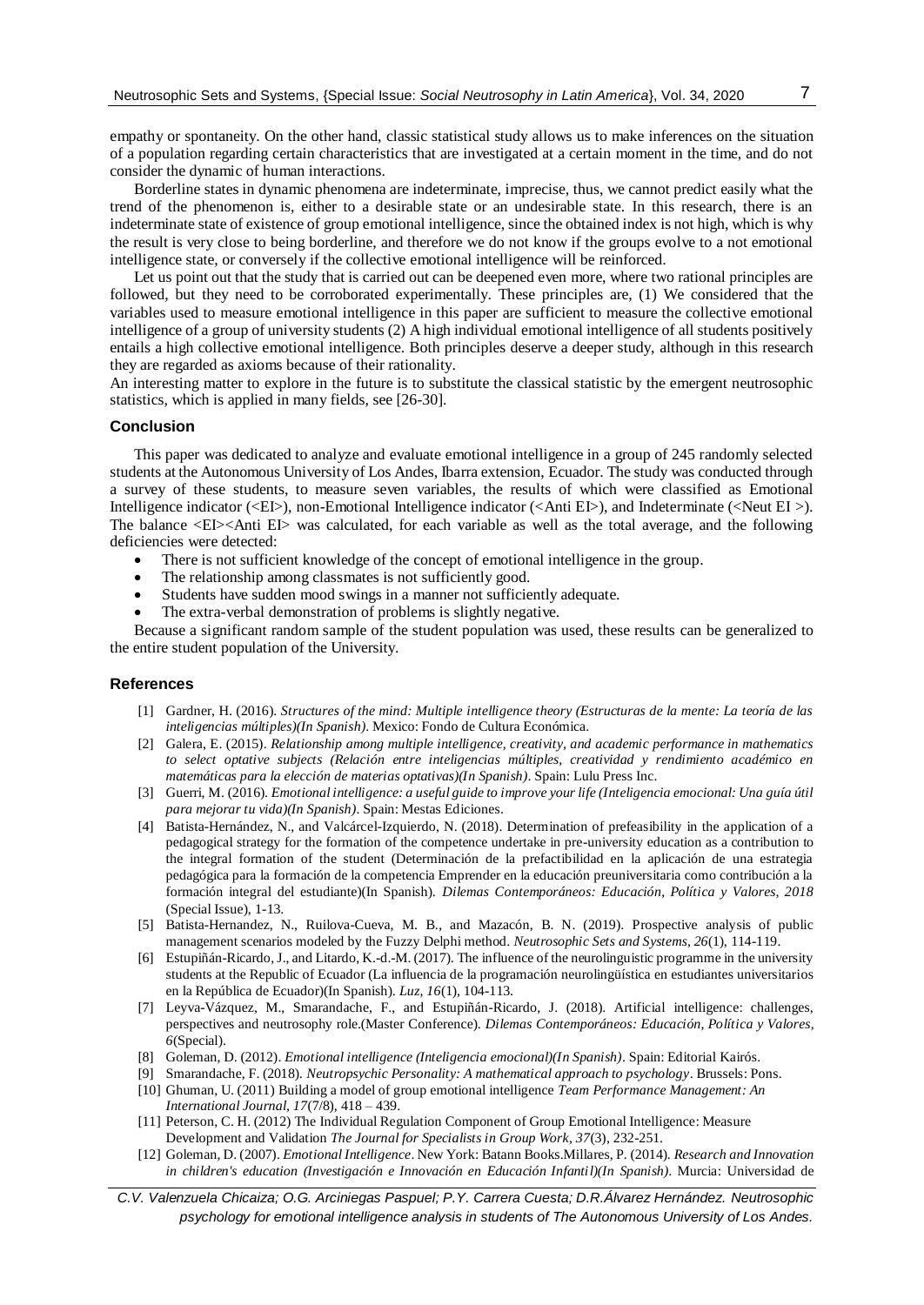empathy or spontaneity. On the other hand, classic statistical study allows us to make inferences on the situation of a population regarding certain characteristics that are investigated at a certain moment in the time, and do not consider the dynamic of human interactions.

Borderline states in dynamic phenomena are indeterminate, imprecise, thus, we cannot predict easily what the trend of the phenomenon is, either to a desirable state or an undesirable state. In this research, there is an indeterminate state of existence of group emotional intelligence, since the obtained index is not high, which is why the result is very close to being borderline, and therefore we do not know if the groups evolve to a not emotional intelligence state, or conversely if the collective emotional intelligence will be reinforced.

Let us point out that the study that is carried out can be deepened even more, where two rational principles are followed, but they need to be corroborated experimentally. These principles are, (1) We considered that the variables used to measure emotional intelligence in this paper are sufficient to measure the collective emotional intelligence of a group of university students (2) A high individual emotional intelligence of all students positively entails a high collective emotional intelligence. Both principles deserve a deeper study, although in this research they are regarded as axioms because of their rationality.

An interesting matter to explore in the future is to substitute the classical statistic by the emergent neutrosophic statistics, which is applied in many fields, see [26-30].

## Conclusion

This paper was dedicated to analyze and evaluate emotional intelligence in a group of 245 randomly selected students at the Autonomous University of Los Andes, Ibarra extension, Ecuador. The study was conducted through a survey of these students, to measure seven variables, the results of which were classified as Emotional Intelligence indicator (<EI>), non-Emotional Intelligence indicator (<Anti EI>), and Indeterminate (<Neut EI >). The balance <EI><Anti EI> was calculated, for each variable as well as the total average, and the following deficiencies were detected:

- There is not sufficient knowledge of the concept of emotional intelligence in the group.
- The relationship among classmates is not sufficiently good.
- Students have sudden mood swings in a manner not sufficiently adequate.
- The extra-verbal demonstration of problems is slightly negative.

Because a significant random sample of the student population was used, these results can be generalized to the entire student population of the University.

## References

[1] Gardner, H. (2016). *Structures of the mind: Multiple intelligence theory (Estructuras de la mente: La teoría de las inteligencias múltiples)(In Spanish)*. Mexico: Fondo de Cultura Económica.

[2] Galera, E. (2015). *Relationship among multiple intelligence, creativity, and academic performance in mathematics to select optative subjects (Relación entre inteligencias múltiples, creatividad y rendimiento académico en matemáticas para la elección de materias optativas)(In Spanish)*. Spain: Lulu Press Inc.

[3] Guerri, M. (2016). *Emotional intelligence: a useful guide to improve your life (Inteligencia emocional: Una guía útil para mejorar tu vida)(In Spanish)*. Spain: Mestas Ediciones.

[4] Batista-Hernández, N., and Valcárcel-Izquierdo, N. (2018). Determination of prefeasibility in the application of a pedagogical strategy for the formation of the competence undertake in pre-university education as a contribution to the integral formation of the student (Determinación de la prefactibilidad en la aplicación de una estrategia pedagógica para la formación de la competencia Emprender en la educación preuniversitaria como contribución a la formación integral del estudiante)(In Spanish). *Dilemas Contemporáneos: Educación, Política y Valores, 2018* (Special Issue), 1-13.

[5] Batista-Hernandez, N., Ruilova-Cueva, M. B., and Mazacón, B. N. (2019). Prospective analysis of public management scenarios modeled by the Fuzzy Delphi method. *Neutrosophic Sets and Systems, 26*(1), 114-119.

[6] Estupiñán-Ricardo, J., and Litardo, K.-d.-M. (2017). The influence of the neurolinguistic programme in the university students at the Republic of Ecuador (La influencia de la programación neurolingüística en estudiantes universitarios en la República de Ecuador)(In Spanish). *Luz, 16*(1), 104-113.

[7] Leyva-Vázquez, M., Smarandache, F., and Estupiñán-Ricardo, J. (2018). Artificial intelligence: challenges, perspectives and neutrosophy role.(Master Conference). *Dilemas Contemporáneos: Educación, Política y Valores, 6*(Special).

[8] Goleman, D. (2012). *Emotional intelligence (Inteligencia emocional)(In Spanish)*. Spain: Editorial Kairós.

[9] Smarandache, F. (2018). *Neutropsychic Personality: A mathematical approach to psychology*. Brussels: Pons.

[10] Ghuman, U. (2011) Building a model of group emotional intelligence *Team Performance Management: An International Journal, 17*(7/8), 418 – 439.

[11] Peterson, C. H. (2012) The Individual Regulation Component of Group Emotional Intelligence: Measure Development and Validation *The Journal for Specialists in Group Work, 37*(3), 232-251.

[12] Goleman, D. (2007). *Emotional Intelligence*. New York: Batann Books.Millares, P. (2014). *Research and Innovation in children's education (Investigación e Innovación en Educación Infantil)(In Spanish)*. Murcia: Universidad de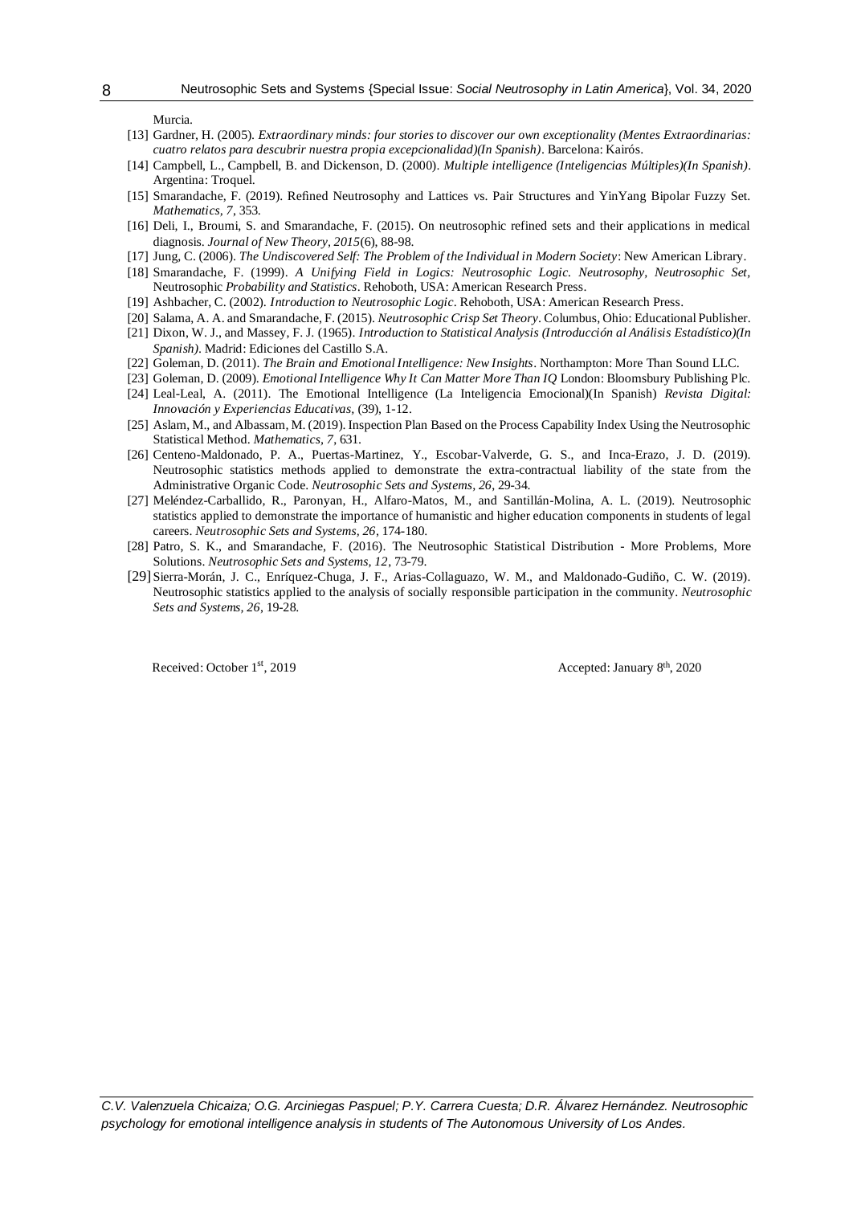Murcia.

[13] Gardner, H. (2005). *Extraordinary minds: four stories to discover our own exceptionality (Mentes Extraordinarias: cuatro relatos para descubrir nuestra propia excepcionalidad)(In Spanish)*. Barcelona: Kairós.

[14] Campbell, L., Campbell, B. and Dickenson, D. (2000). *Multiple intelligence (Inteligencias Múltiples)(In Spanish)*. Argentina: Troquel.

[15] Smarandache, F. (2019). Refined Neutrosophy and Lattices vs. Pair Structures and YinYang Bipolar Fuzzy Set. *Mathematics, 7*, 353.

[16] Deli, I., Broumi, S. and Smarandache, F. (2015). On neutrosophic refined sets and their applications in medical diagnosis. *Journal of New Theory, 2015*(6), 88-98.

[17] Jung, C. (2006). *The Undiscovered Self: The Problem of the Individual in Modern Society*: New American Library.

[18] Smarandache, F. (1999). *A Unifying Field in Logics: Neutrosophic Logic. Neutrosophy, Neutrosophic Set,* Neutrosophic *Probability and Statistics*. Rehoboth, USA: American Research Press.

[19] Ashbacher, C. (2002). *Introduction to Neutrosophic Logic*. Rehoboth, USA: American Research Press.

[20] Salama, A. A. and Smarandache, F. (2015). *Neutrosophic Crisp Set Theory*. Columbus, Ohio: Educational Publisher.

[21] Dixon, W. J., and Massey, F. J. (1965). *Introduction to Statistical Analysis (Introducción al Análisis Estadístico)(In Spanish)*. Madrid: Ediciones del Castillo S.A.

[22] Goleman, D. (2011). *The Brain and Emotional Intelligence: New Insights*. Northampton: More Than Sound LLC.

[23] Goleman, D. (2009). *Emotional Intelligence Why It Can Matter More Than IQ* London: Bloomsbury Publishing Plc.

[24] Leal-Leal, A. (2011). The Emotional Intelligence (La Inteligencia Emocional)(In Spanish) *Revista Digital: Innovación y Experiencias Educativas*, (39), 1-12.

[25] Aslam, M., and Albassam, M. (2019). Inspection Plan Based on the Process Capability Index Using the Neutrosophic Statistical Method. *Mathematics, 7*, 631.

[26] Centeno-Maldonado, P. A., Puertas-Martinez, Y., Escobar-Valverde, G. S., and Inca-Erazo, J. D. (2019). Neutrosophic statistics methods applied to demonstrate the extra-contractual liability of the state from the Administrative Organic Code. *Neutrosophic Sets and Systems, 26*, 29-34.

[27] Meléndez-Carballido, R., Paronyan, H., Alfaro-Matos, M., and Santillán-Molina, A. L. (2019). Neutrosophic statistics applied to demonstrate the importance of humanistic and higher education components in students of legal careers. *Neutrosophic Sets and Systems, 26*, 174-180.

[28] Patro, S. K., and Smarandache, F. (2016). The Neutrosophic Statistical Distribution - More Problems, More Solutions. *Neutrosophic Sets and Systems, 12*, 73-79.

[29] Sierra-Morán, J. C., Enríquez-Chuga, J. F., Arias-Collaguazo, W. M., and Maldonado-Gudiño, C. W. (2019). Neutrosophic statistics applied to the analysis of socially responsible participation in the community. *Neutrosophic Sets and Systems, 26*, 19-28.

Received: October 1st, 2019 Accepted: January 8th, 2020